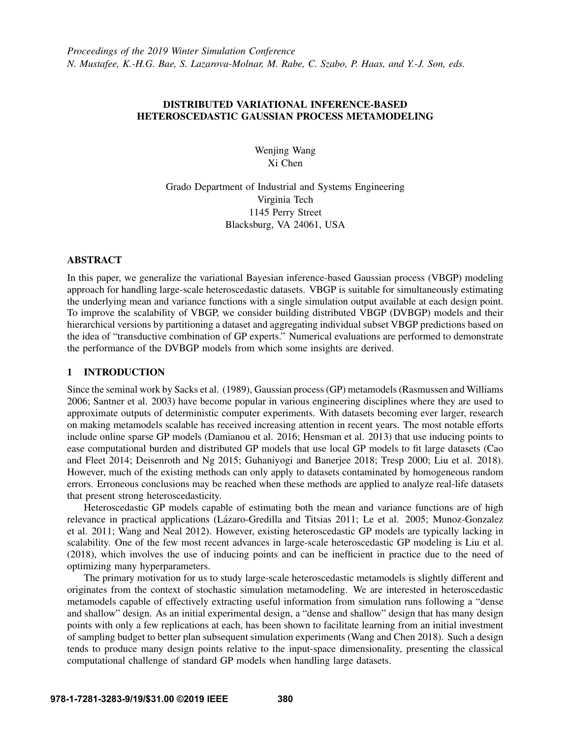*Proceedings of the 2019 Winter Simulation Conference*
*N. Mustafee, K.-H.G. Bae, S. Lazarova-Molnar, M. Rabe, C. Szabo, P. Haas, and Y.-J. Son, eds.*

# DISTRIBUTED VARIATIONAL INFERENCE-BASED HETEROSCEDASTIC GAUSSIAN PROCESS METAMODELING

Wenjing Wang
Xi Chen

Grado Department of Industrial and Systems Engineering
Virginia Tech
1145 Perry Street
Blacksburg, VA 24061, USA

## ABSTRACT

In this paper, we generalize the variational Bayesian inference-based Gaussian process (VBGP) modeling approach for handling large-scale heteroscedastic datasets. VBGP is suitable for simultaneously estimating the underlying mean and variance functions with a single simulation output available at each design point. To improve the scalability of VBGP, we consider building distributed VBGP (DVBGP) models and their hierarchical versions by partitioning a dataset and aggregating individual subset VBGP predictions based on the idea of "transductive combination of GP experts." Numerical evaluations are performed to demonstrate the performance of the DVBGP models from which some insights are derived.

## 1 INTRODUCTION

Since the seminal work by Sacks et al. (1989), Gaussian process (GP) metamodels (Rasmussen and Williams 2006; Santner et al. 2003) have become popular in various engineering disciplines where they are used to approximate outputs of deterministic computer experiments. With datasets becoming ever larger, research on making metamodels scalable has received increasing attention in recent years. The most notable efforts include online sparse GP models (Damianou et al. 2016; Hensman et al. 2013) that use inducing points to ease computational burden and distributed GP models that use local GP models to fit large datasets (Cao and Fleet 2014; Deisenroth and Ng 2015; Guhaniyogi and Banerjee 2018; Tresp 2000; Liu et al. 2018). However, much of the existing methods can only apply to datasets contaminated by homogeneous random errors. Erroneous conclusions may be reached when these methods are applied to analyze real-life datasets that present strong heteroscedasticity.

Heteroscedastic GP models capable of estimating both the mean and variance functions are of high relevance in practical applications (Lázaro-Gredilla and Titsias 2011; Le et al. 2005; Munoz-Gonzalez et al. 2011; Wang and Neal 2012). However, existing heteroscedastic GP models are typically lacking in scalability. One of the few most recent advances in large-scale heteroscedastic GP modeling is Liu et al. (2018), which involves the use of inducing points and can be inefficient in practice due to the need of optimizing many hyperparameters.

The primary motivation for us to study large-scale heteroscedastic metamodels is slightly different and originates from the context of stochastic simulation metamodeling. We are interested in heteroscedastic metamodels capable of effectively extracting useful information from simulation runs following a "dense and shallow" design. As an initial experimental design, a "dense and shallow" design that has many design points with only a few replications at each, has been shown to facilitate learning from an initial investment of sampling budget to better plan subsequent simulation experiments (Wang and Chen 2018). Such a design tends to produce many design points relative to the input-space dimensionality, presenting the classical computational challenge of standard GP models when handling large datasets.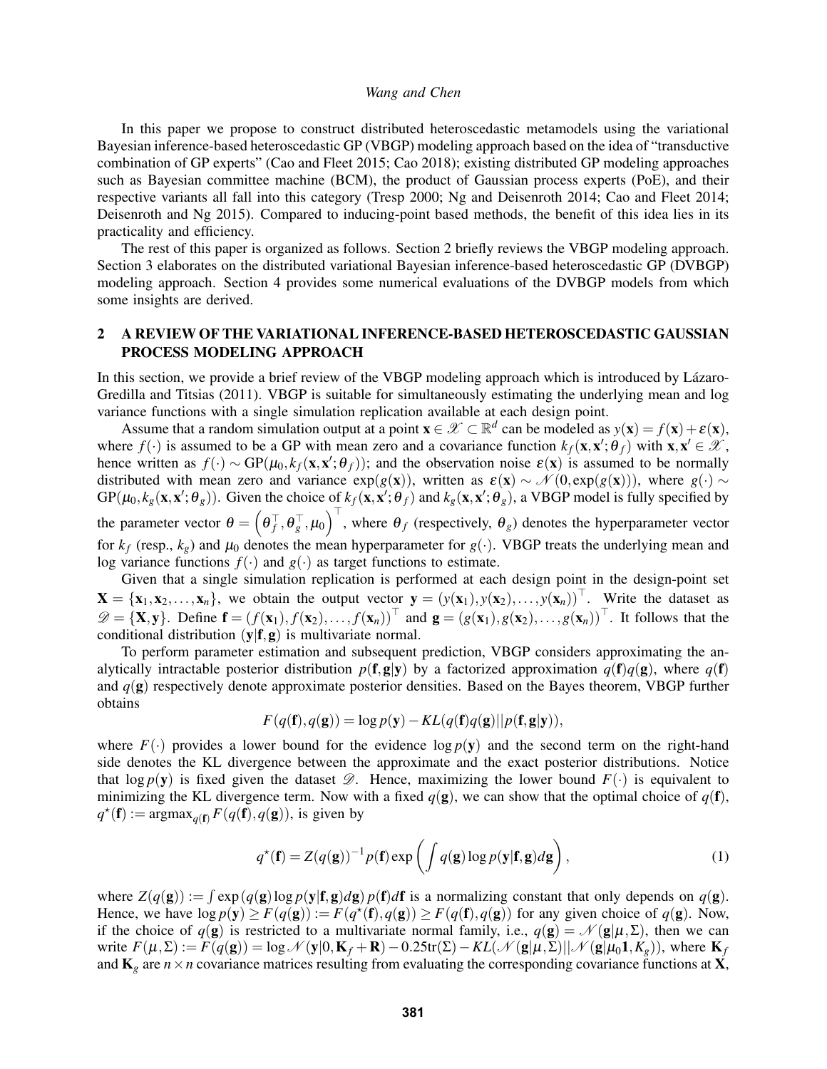In this paper we propose to construct distributed heteroscedastic metamodels using the variational Bayesian inference-based heteroscedastic GP (VBGP) modeling approach based on the idea of "transductive combination of GP experts" (Cao and Fleet 2015; Cao 2018); existing distributed GP modeling approaches such as Bayesian committee machine (BCM), the product of Gaussian process experts (PoE), and their respective variants all fall into this category (Tresp 2000; Ng and Deisenroth 2014; Cao and Fleet 2014; Deisenroth and Ng 2015). Compared to inducing-point based methods, the benefit of this idea lies in its practicality and efficiency.

The rest of this paper is organized as follows. Section 2 briefly reviews the VBGP modeling approach. Section 3 elaborates on the distributed variational Bayesian inference-based heteroscedastic GP (DVBGP) modeling approach. Section 4 provides some numerical evaluations of the DVBGP models from which some insights are derived.

## 2 A REVIEW OF THE VARIATIONAL INFERENCE-BASED HETEROSCEDASTIC GAUSSIAN PROCESS MODELING APPROACH

In this section, we provide a brief review of the VBGP modeling approach which is introduced by Lázaro-Gredilla and Titsias (2011). VBGP is suitable for simultaneously estimating the underlying mean and log variance functions with a single simulation replication available at each design point.

Assume that a random simulation output at a point $\mathbf{x} \in \mathscr{X} \subset \mathbb{R}^d$ can be modeled as $y(\mathbf{x}) = f(\mathbf{x}) + \varepsilon(\mathbf{x})$, where $f(\cdot)$ is assumed to be a GP with mean zero and a covariance function $k_f(\mathbf{x}, \mathbf{x}'; \theta_f)$ with $\mathbf{x}, \mathbf{x}' \in \mathscr{X}$, hence written as $f(\cdot) \sim \mathrm{GP}(\mu_0, k_f(\mathbf{x}, \mathbf{x}'; \theta_f))$; and the observation noise $\varepsilon(\mathbf{x})$ is assumed to be normally distributed with mean zero and variance $\exp(g(\mathbf{x}))$, written as $\varepsilon(\mathbf{x}) \sim \mathscr{N}(0, \exp(g(\mathbf{x})))$, where $g(\cdot) \sim \mathrm{GP}(\mu_0, k_g(\mathbf{x}, \mathbf{x}'; \theta_g))$. Given the choice of $k_f(\mathbf{x}, \mathbf{x}'; \theta_f)$ and $k_g(\mathbf{x}, \mathbf{x}'; \theta_g)$, a VBGP model is fully specified by the parameter vector $\theta = \left(\theta_f^\top, \theta_g^\top, \mu_0\right)^\top$, where $\theta_f$ (respectively, $\theta_g$) denotes the hyperparameter vector for $k_f$ (resp., $k_g$) and $\mu_0$ denotes the mean hyperparameter for $g(\cdot)$. VBGP treats the underlying mean and log variance functions $f(\cdot)$ and $g(\cdot)$ as target functions to estimate.

Given that a single simulation replication is performed at each design point in the design-point set $\mathbf{X} = \{\mathbf{x}_1, \mathbf{x}_2, \ldots, \mathbf{x}_n\}$, we obtain the output vector $\mathbf{y} = (y(\mathbf{x}_1), y(\mathbf{x}_2), \ldots, y(\mathbf{x}_n))^\top$. Write the dataset as $\mathscr{D} = \{\mathbf{X}, \mathbf{y}\}$. Define $\mathbf{f} = (f(\mathbf{x}_1), f(\mathbf{x}_2), \ldots, f(\mathbf{x}_n))^\top$ and $\mathbf{g} = (g(\mathbf{x}_1), g(\mathbf{x}_2), \ldots, g(\mathbf{x}_n))^\top$. It follows that the conditional distribution $(\mathbf{y}|\mathbf{f}, \mathbf{g})$ is multivariate normal.

To perform parameter estimation and subsequent prediction, VBGP considers approximating the analytically intractable posterior distribution $p(\mathbf{f}, \mathbf{g}|\mathbf{y})$ by a factorized approximation $q(\mathbf{f})q(\mathbf{g})$, where $q(\mathbf{f})$ and $q(\mathbf{g})$ respectively denote approximate posterior densities. Based on the Bayes theorem, VBGP further obtains

$$F(q(\mathbf{f}), q(\mathbf{g})) = \log p(\mathbf{y}) - KL(q(\mathbf{f})q(\mathbf{g})||p(\mathbf{f}, \mathbf{g}|\mathbf{y})),$$

where $F(\cdot)$ provides a lower bound for the evidence $\log p(\mathbf{y})$ and the second term on the right-hand side denotes the KL divergence between the approximate and the exact posterior distributions. Notice that $\log p(\mathbf{y})$ is fixed given the dataset $\mathscr{D}$. Hence, maximizing the lower bound $F(\cdot)$ is equivalent to minimizing the KL divergence term. Now with a fixed $q(\mathbf{g})$, we can show that the optimal choice of $q(\mathbf{f})$, $q^\star(\mathbf{f}) := \mathrm{argmax}_{q(\mathbf{f})} F(q(\mathbf{f}), q(\mathbf{g}))$, is given by

$$q^\star(\mathbf{f}) = Z(q(\mathbf{g}))^{-1} p(\mathbf{f}) \exp\left(\int q(\mathbf{g}) \log p(\mathbf{y}|\mathbf{f}, \mathbf{g}) d\mathbf{g}\right), \tag{1}$$

where $Z(q(\mathbf{g})) := \int \exp\left(q(\mathbf{g}) \log p(\mathbf{y}|\mathbf{f}, \mathbf{g}) d\mathbf{g}\right) p(\mathbf{f}) d\mathbf{f}$ is a normalizing constant that only depends on $q(\mathbf{g})$. Hence, we have $\log p(\mathbf{y}) \geq F(q(\mathbf{g})) := F(q^\star(\mathbf{f}), q(\mathbf{g})) \geq F(q(\mathbf{f}), q(\mathbf{g}))$ for any given choice of $q(\mathbf{g})$. Now, if the choice of $q(\mathbf{g})$ is restricted to a multivariate normal family, i.e., $q(\mathbf{g}) = \mathscr{N}(\mathbf{g}|\mu, \Sigma)$, then we can write $F(\mu, \Sigma) := F(q(\mathbf{g})) = \log \mathscr{N}(\mathbf{y}|0, \mathbf{K}_f + \mathbf{R}) - 0.25\mathrm{tr}(\Sigma) - KL(\mathscr{N}(\mathbf{g}|\mu, \Sigma)||\mathscr{N}(\mathbf{g}|\mu_0 \mathbf{1}, K_g))$, where $\mathbf{K}_f$ and $\mathbf{K}_g$ are $n \times n$ covariance matrices resulting from evaluating the corresponding covariance functions at $\mathbf{X}$,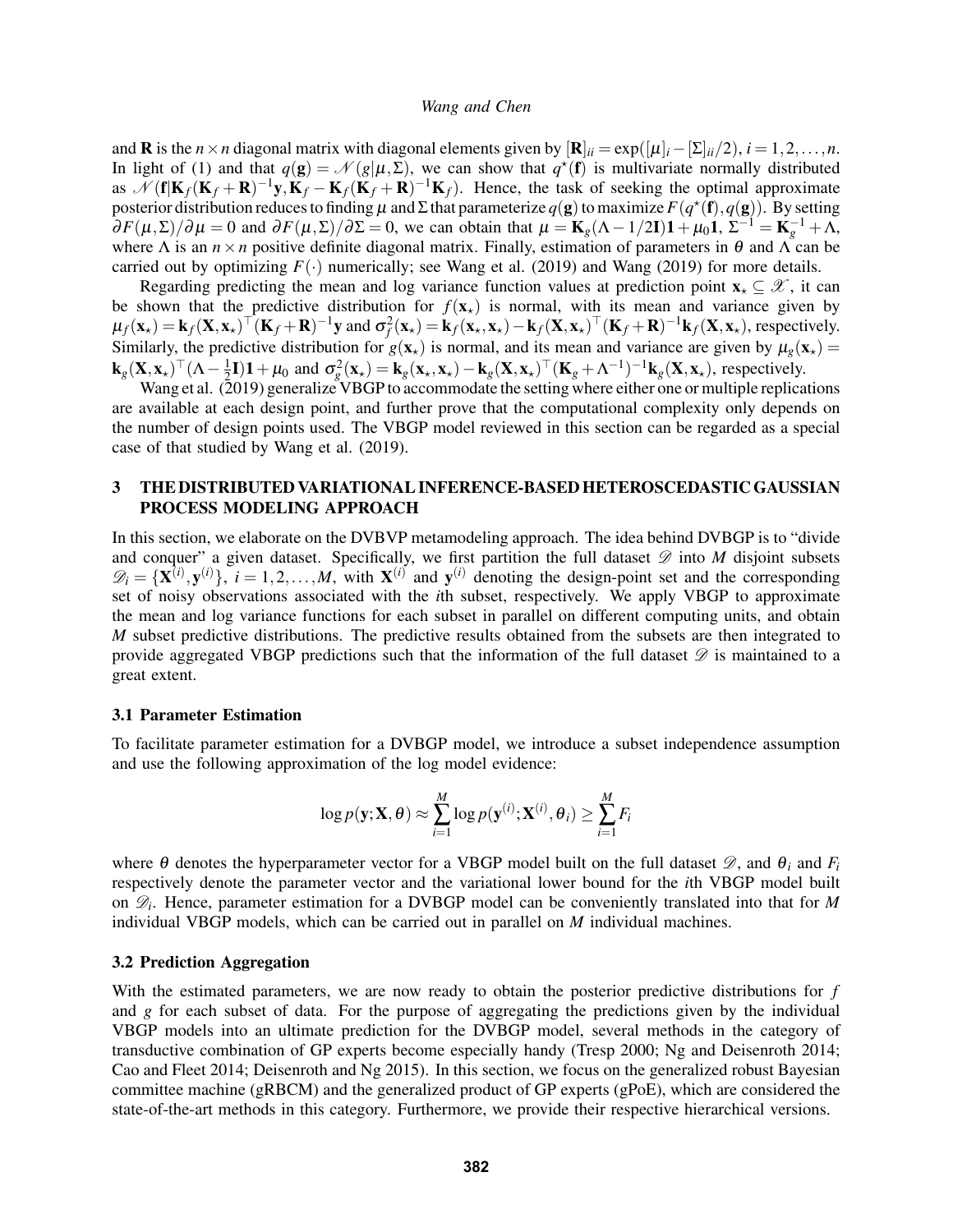and $\mathbf{R}$ is the $n \times n$ diagonal matrix with diagonal elements given by $[\mathbf{R}]_{ii} = \exp([\mu]_i - [\Sigma]_{ii}/2)$, $i = 1, 2, \ldots, n$. In light of (1) and that $q(\mathbf{g}) = \mathcal{N}(g|\mu, \Sigma)$, we can show that $q^\star(\mathbf{f})$ is multivariate normally distributed as $\mathcal{N}(\mathbf{f}|\mathbf{K}_f(\mathbf{K}_f + \mathbf{R})^{-1}\mathbf{y}, \mathbf{K}_f - \mathbf{K}_f(\mathbf{K}_f + \mathbf{R})^{-1}\mathbf{K}_f)$. Hence, the task of seeking the optimal approximate posterior distribution reduces to finding $\mu$ and $\Sigma$ that parameterize $q(\mathbf{g})$ to maximize $F(q^\star(\mathbf{f}), q(\mathbf{g}))$. By setting $\partial F(\mu, \Sigma)/\partial \mu = 0$ and $\partial F(\mu, \Sigma)/\partial \Sigma = 0$, we can obtain that $\mu = \mathbf{K}_g(\Lambda - 1/2\mathbf{I})\mathbf{1} + \mu_0 \mathbf{1}$, $\Sigma^{-1} = \mathbf{K}_g^{-1} + \Lambda$, where $\Lambda$ is an $n \times n$ positive definite diagonal matrix. Finally, estimation of parameters in $\theta$ and $\Lambda$ can be carried out by optimizing $F(\cdot)$ numerically; see Wang et al. (2019) and Wang (2019) for more details.

Regarding predicting the mean and log variance function values at prediction point $\mathbf{x}_\star \subseteq \mathscr{X}$, it can be shown that the predictive distribution for $f(\mathbf{x}_\star)$ is normal, with its mean and variance given by $\mu_f(\mathbf{x}_\star) = \mathbf{k}_f(\mathbf{X}, \mathbf{x}_\star)^\top (\mathbf{K}_f + \mathbf{R})^{-1}\mathbf{y}$ and $\sigma_f^2(\mathbf{x}_\star) = \mathbf{k}_f(\mathbf{x}_\star, \mathbf{x}_\star) - \mathbf{k}_f(\mathbf{X}, \mathbf{x}_\star)^\top (\mathbf{K}_f + \mathbf{R})^{-1}\mathbf{k}_f(\mathbf{X}, \mathbf{x}_\star)$, respectively. Similarly, the predictive distribution for $g(\mathbf{x}_\star)$ is normal, and its mean and variance are given by $\mu_g(\mathbf{x}_\star) = \mathbf{k}_g(\mathbf{X}, \mathbf{x}_\star)^\top (\Lambda - \frac{1}{2}\mathbf{I})\mathbf{1} + \mu_0$ and $\sigma_g^2(\mathbf{x}_\star) = \mathbf{k}_g(\mathbf{x}_\star, \mathbf{x}_\star) - \mathbf{k}_g(\mathbf{X}, \mathbf{x}_\star)^\top (\mathbf{K}_g + \Lambda^{-1})^{-1}\mathbf{k}_g(\mathbf{X}, \mathbf{x}_\star)$, respectively.

Wang et al. (2019) generalize VBGP to accommodate the setting where either one or multiple replications are available at each design point, and further prove that the computational complexity only depends on the number of design points used. The VBGP model reviewed in this section can be regarded as a special case of that studied by Wang et al. (2019).

## 3 THE DISTRIBUTED VARIATIONAL INFERENCE-BASED HETEROSCEDASTIC GAUSSIAN PROCESS MODELING APPROACH

In this section, we elaborate on the DVBVP metamodeling approach. The idea behind DVBGP is to "divide and conquer" a given dataset. Specifically, we first partition the full dataset $\mathscr{D}$ into $M$ disjoint subsets $\mathscr{D}_i = \{\mathbf{X}^{(i)}, \mathbf{y}^{(i)}\}$, $i = 1, 2, \ldots, M$, with $\mathbf{X}^{(i)}$ and $\mathbf{y}^{(i)}$ denoting the design-point set and the corresponding set of noisy observations associated with the $i$th subset, respectively. We apply VBGP to approximate the mean and log variance functions for each subset in parallel on different computing units, and obtain $M$ subset predictive distributions. The predictive results obtained from the subsets are then integrated to provide aggregated VBGP predictions such that the information of the full dataset $\mathscr{D}$ is maintained to a great extent.

### 3.1 Parameter Estimation

To facilitate parameter estimation for a DVBGP model, we introduce a subset independence assumption and use the following approximation of the log model evidence:

$$\log p(\mathbf{y}; \mathbf{X}, \theta) \approx \sum_{i=1}^{M} \log p(\mathbf{y}^{(i)}; \mathbf{X}^{(i)}, \theta_i) \geq \sum_{i=1}^{M} F_i$$

where $\theta$ denotes the hyperparameter vector for a VBGP model built on the full dataset $\mathscr{D}$, and $\theta_i$ and $F_i$ respectively denote the parameter vector and the variational lower bound for the $i$th VBGP model built on $\mathscr{D}_i$. Hence, parameter estimation for a DVBGP model can be conveniently translated into that for $M$ individual VBGP models, which can be carried out in parallel on $M$ individual machines.

### 3.2 Prediction Aggregation

With the estimated parameters, we are now ready to obtain the posterior predictive distributions for $f$ and $g$ for each subset of data. For the purpose of aggregating the predictions given by the individual VBGP models into an ultimate prediction for the DVBGP model, several methods in the category of transductive combination of GP experts become especially handy (Tresp 2000; Ng and Deisenroth 2014; Cao and Fleet 2014; Deisenroth and Ng 2015). In this section, we focus on the generalized robust Bayesian committee machine (gRBCM) and the generalized product of GP experts (gPoE), which are considered the state-of-the-art methods in this category. Furthermore, we provide their respective hierarchical versions.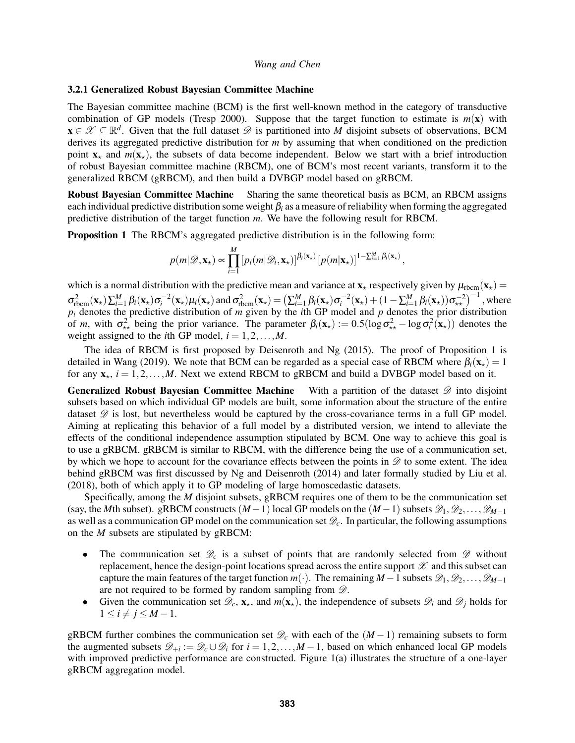### 3.2.1 Generalized Robust Bayesian Committee Machine

The Bayesian committee machine (BCM) is the first well-known method in the category of transductive combination of GP models (Tresp 2000). Suppose that the target function to estimate is $m(\mathbf{x})$ with $\mathbf{x} \in \mathscr{X} \subseteq \mathbb{R}^d$. Given that the full dataset $\mathscr{D}$ is partitioned into $M$ disjoint subsets of observations, BCM derives its aggregated predictive distribution for $m$ by assuming that when conditioned on the prediction point $\mathbf{x}_\star$ and $m(\mathbf{x}_\star)$, the subsets of data become independent. Below we start with a brief introduction of robust Bayesian committee machine (RBCM), one of BCM's most recent variants, transform it to the generalized RBCM (gRBCM), and then build a DVBGP model based on gRBCM.

**Robust Bayesian Committee Machine** Sharing the same theoretical basis as BCM, an RBCM assigns each individual predictive distribution some weight $\beta_i$ as a measure of reliability when forming the aggregated predictive distribution of the target function $m$. We have the following result for RBCM.

**Proposition 1** The RBCM's aggregated predictive distribution is in the following form:

$$p(m|\mathscr{D},\mathbf{x}_\star) \propto \prod_{i=1}^{M} \left[p_i(m|\mathscr{D}_i,\mathbf{x}_\star)\right]^{\beta_i(\mathbf{x}_\star)} \left[p(m|\mathbf{x}_\star)\right]^{1-\sum_{i=1}^{M}\beta_i(\mathbf{x}_\star)},$$

which is a normal distribution with the predictive mean and variance at $\mathbf{x}_\star$ respectively given by $\mu_{\text{rbcm}}(\mathbf{x}_\star) = \sigma^2_{\text{rbcm}}(\mathbf{x}_\star)\sum_{i=1}^{M}\beta_i(\mathbf{x}_\star)\sigma_i^{-2}(\mathbf{x}_\star)\mu_i(\mathbf{x}_\star)$ and $\sigma^2_{\text{rbcm}}(\mathbf{x}_\star) = \left(\sum_{i=1}^{M}\beta_i(\mathbf{x}_\star)\sigma_i^{-2}(\mathbf{x}_\star) + (1-\sum_{i=1}^{M}\beta_i(\mathbf{x}_\star))\sigma_{\star\star}^{-2}\right)^{-1}$, where $p_i$ denotes the predictive distribution of $m$ given by the $i$th GP model and $p$ denotes the prior distribution of $m$, with $\sigma^2_{\star\star}$ being the prior variance. The parameter $\beta_i(\mathbf{x}_\star) := 0.5(\log\sigma^2_{\star\star} - \log\sigma_i^2(\mathbf{x}_\star))$ denotes the weight assigned to the $i$th GP model, $i = 1,2,\ldots,M$.

The idea of RBCM is first proposed by Deisenroth and Ng (2015). The proof of Proposition 1 is detailed in Wang (2019). We note that BCM can be regarded as a special case of RBCM where $\beta_i(\mathbf{x}_\star) = 1$ for any $\mathbf{x}_\star$, $i = 1,2,\ldots,M$. Next we extend RBCM to gRBCM and build a DVBGP model based on it.

**Generalized Robust Bayesian Committee Machine** With a partition of the dataset $\mathscr{D}$ into disjoint subsets based on which individual GP models are built, some information about the structure of the entire dataset $\mathscr{D}$ is lost, but nevertheless would be captured by the cross-covariance terms in a full GP model. Aiming at replicating this behavior of a full model by a distributed version, we intend to alleviate the effects of the conditional independence assumption stipulated by BCM. One way to achieve this goal is to use a gRBCM. gRBCM is similar to RBCM, with the difference being the use of a communication set, by which we hope to account for the covariance effects between the points in $\mathscr{D}$ to some extent. The idea behind gRBCM was first discussed by Ng and Deisenroth (2014) and later formally studied by Liu et al. (2018), both of which apply it to GP modeling of large homoscedastic datasets.

Specifically, among the $M$ disjoint subsets, gRBCM requires one of them to be the communication set (say, the $M$th subset). gRBCM constructs $(M-1)$ local GP models on the $(M-1)$ subsets $\mathscr{D}_1, \mathscr{D}_2, \ldots, \mathscr{D}_{M-1}$ as well as a communication GP model on the communication set $\mathscr{D}_c$. In particular, the following assumptions on the $M$ subsets are stipulated by gRBCM:

- The communication set $\mathscr{D}_c$ is a subset of points that are randomly selected from $\mathscr{D}$ without replacement, hence the design-point locations spread across the entire support $\mathscr{X}$ and this subset can capture the main features of the target function $m(\cdot)$. The remaining $M-1$ subsets $\mathscr{D}_1, \mathscr{D}_2, \ldots, \mathscr{D}_{M-1}$ are not required to be formed by random sampling from $\mathscr{D}$.
- Given the communication set $\mathscr{D}_c$, $\mathbf{x}_\star$, and $m(\mathbf{x}_\star)$, the independence of subsets $\mathscr{D}_i$ and $\mathscr{D}_j$ holds for $1 \le i \ne j \le M-1$.

gRBCM further combines the communication set $\mathscr{D}_c$ with each of the $(M-1)$ remaining subsets to form the augmented subsets $\mathscr{D}_{+i} := \mathscr{D}_c \cup \mathscr{D}_i$ for $i = 1,2,\ldots,M-1$, based on which enhanced local GP models with improved predictive performance are constructed. Figure 1(a) illustrates the structure of a one-layer gRBCM aggregation model.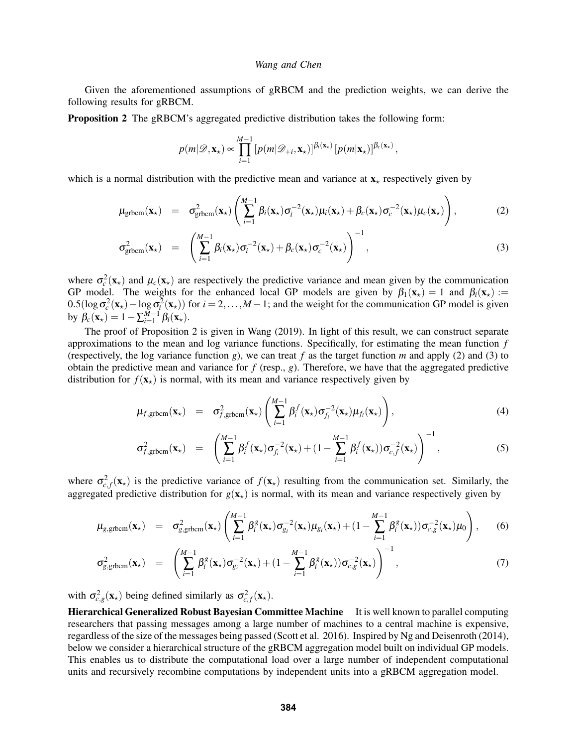Given the aforementioned assumptions of gRBCM and the prediction weights, we can derive the following results for gRBCM.

**Proposition 2** The gRBCM's aggregated predictive distribution takes the following form:

$$p(m|\mathscr{D}, \mathbf{x}_\star) \propto \prod_{i=1}^{M-1} [p(m|\mathscr{D}_{+i}, \mathbf{x}_\star)]^{\beta_i(\mathbf{x}_\star)} [p(m|\mathbf{x}_\star)]^{\beta_c(\mathbf{x}_\star)},$$

which is a normal distribution with the predictive mean and variance at $\mathbf{x}_\star$ respectively given by

$$\mu_{\text{grbcm}}(\mathbf{x}_\star) = \sigma^2_{\text{grbcm}}(\mathbf{x}_\star) \left( \sum_{i=1}^{M-1} \beta_i(\mathbf{x}_\star) \sigma_i^{-2}(\mathbf{x}_\star) \mu_i(\mathbf{x}_\star) + \beta_c(\mathbf{x}_\star) \sigma_c^{-2}(\mathbf{x}_\star) \mu_c(\mathbf{x}_\star) \right), \tag{2}$$

$$\sigma^2_{\text{grbcm}}(\mathbf{x}_\star) = \left( \sum_{i=1}^{M-1} \beta_i(\mathbf{x}_\star) \sigma_i^{-2}(\mathbf{x}_\star) + \beta_c(\mathbf{x}_\star) \sigma_c^{-2}(\mathbf{x}_\star) \right)^{-1}, \tag{3}$$

where $\sigma_c^2(\mathbf{x}_\star)$ and $\mu_c(\mathbf{x}_\star)$ are respectively the predictive variance and mean given by the communication GP model. The weights for the enhanced local GP models are given by $\beta_1(\mathbf{x}_\star) = 1$ and $\beta_i(\mathbf{x}_\star) := 0.5(\log \sigma_c^2(\mathbf{x}_\star) - \log \sigma_i^2(\mathbf{x}_\star))$ for $i = 2, \ldots, M-1$; and the weight for the communication GP model is given by $\beta_c(\mathbf{x}_\star) = 1 - \sum_{i=1}^{M-1} \beta_i(\mathbf{x}_\star)$.

The proof of Proposition 2 is given in Wang (2019). In light of this result, we can construct separate approximations to the mean and log variance functions. Specifically, for estimating the mean function $f$ (respectively, the log variance function $g$), we can treat $f$ as the target function $m$ and apply (2) and (3) to obtain the predictive mean and variance for $f$ (resp., $g$). Therefore, we have that the aggregated predictive distribution for $f(\mathbf{x}_\star)$ is normal, with its mean and variance respectively given by

$$\mu_{f,\text{grbcm}}(\mathbf{x}_\star) = \sigma^2_{f,\text{grbcm}}(\mathbf{x}_\star) \left( \sum_{i=1}^{M-1} \beta_i^f(\mathbf{x}_\star) \sigma_{f_i}^{-2}(\mathbf{x}_\star) \mu_{f_i}(\mathbf{x}_\star) \right), \tag{4}$$

$$\sigma^2_{f,\text{grbcm}}(\mathbf{x}_\star) = \left( \sum_{i=1}^{M-1} \beta_i^f(\mathbf{x}_\star) \sigma_{f_i}^{-2}(\mathbf{x}_\star) + (1 - \sum_{i=1}^{M-1} \beta_i^f(\mathbf{x}_\star)) \sigma_{c,f}^{-2}(\mathbf{x}_\star) \right)^{-1}, \tag{5}$$

where $\sigma^2_{c,f}(\mathbf{x}_\star)$ is the predictive variance of $f(\mathbf{x}_\star)$ resulting from the communication set. Similarly, the aggregated predictive distribution for $g(\mathbf{x}_\star)$ is normal, with its mean and variance respectively given by

$$\mu_{g,\text{grbcm}}(\mathbf{x}_\star) = \sigma^2_{g,\text{grbcm}}(\mathbf{x}_\star) \left( \sum_{i=1}^{M-1} \beta_i^g(\mathbf{x}_\star) \sigma_{g_i}^{-2}(\mathbf{x}_\star) \mu_{g_i}(\mathbf{x}_\star) + (1 - \sum_{i=1}^{M-1} \beta_i^g(\mathbf{x}_\star)) \sigma_{c,g}^{-2}(\mathbf{x}_\star) \mu_0 \right), \tag{6}$$

$$\sigma^2_{g,\text{grbcm}}(\mathbf{x}_\star) = \left( \sum_{i=1}^{M-1} \beta_i^g(\mathbf{x}_\star) \sigma_{g_i}^{-2}(\mathbf{x}_\star) + (1 - \sum_{i=1}^{M-1} \beta_i^g(\mathbf{x}_\star)) \sigma_{c,g}^{-2}(\mathbf{x}_\star) \right)^{-1}, \tag{7}$$

with $\sigma^2_{c,g}(\mathbf{x}_\star)$ being defined similarly as $\sigma^2_{c,f}(\mathbf{x}_\star)$.

**Hierarchical Generalized Robust Bayesian Committee Machine** It is well known to parallel computing researchers that passing messages among a large number of machines to a central machine is expensive, regardless of the size of the messages being passed (Scott et al. 2016). Inspired by Ng and Deisenroth (2014), below we consider a hierarchical structure of the gRBCM aggregation model built on individual GP models. This enables us to distribute the computational load over a large number of independent computational units and recursively recombine computations by independent units into a gRBCM aggregation model.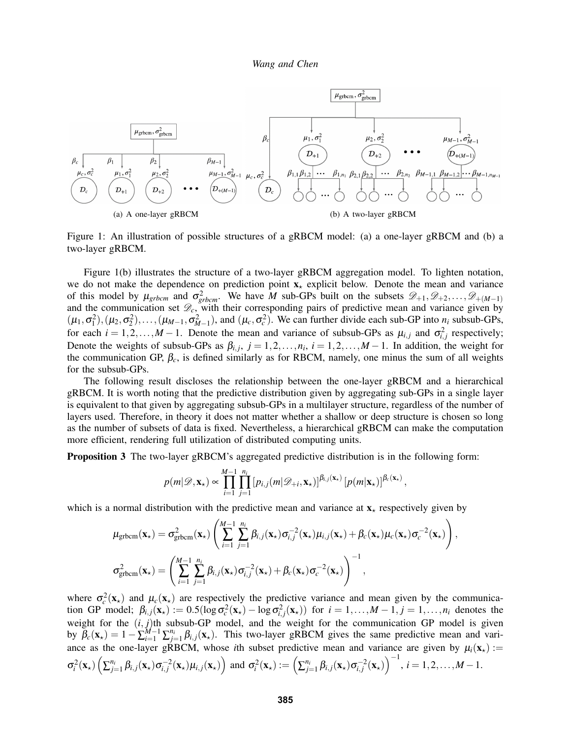(a) A one-layer gRBCM

(b) A two-layer gRBCM

Figure 1: An illustration of possible structures of a gRBCM model: (a) a one-layer gRBCM and (b) a two-layer gRBCM.

Figure 1(b) illustrates the structure of a two-layer gRBCM aggregation model. To lighten notation, we do not make the dependence on prediction point $\mathbf{x}_\star$ explicit below. Denote the mean and variance of this model by $\mu_{grbcm}$ and $\sigma^2_{grbcm}$. We have $M$ sub-GPs built on the subsets $\mathscr{D}_{+1}, \mathscr{D}_{+2}, \ldots, \mathscr{D}_{+(M-1)}$ and the communication set $\mathscr{D}_c$, with their corresponding pairs of predictive mean and variance given by $(\mu_1, \sigma_1^2), (\mu_2, \sigma_2^2), \ldots, (\mu_{M-1}, \sigma_{M-1}^2)$, and $(\mu_c, \sigma_c^2)$. We can further divide each sub-GP into $n_i$ subsub-GPs, for each $i = 1, 2, \ldots, M-1$. Denote the mean and variance of subsub-GPs as $\mu_{i,j}$ and $\sigma^2_{i,j}$ respectively; Denote the weights of subsub-GPs as $\beta_{i,j},\ j = 1, 2, \ldots, n_i,\ i = 1, 2, \ldots, M-1$. In addition, the weight for the communication GP, $\beta_c$, is defined similarly as for RBCM, namely, one minus the sum of all weights for the subsub-GPs.

The following result discloses the relationship between the one-layer gRBCM and a hierarchical gRBCM. It is worth noting that the predictive distribution given by aggregating sub-GPs in a single layer is equivalent to that given by aggregating subsub-GPs in a multilayer structure, regardless of the number of layers used. Therefore, in theory it does not matter whether a shallow or deep structure is chosen so long as the number of subsets of data is fixed. Nevertheless, a hierarchical gRBCM can make the computation more efficient, rendering full utilization of distributed computing units.

**Proposition 3** The two-layer gRBCM's aggregated predictive distribution is in the following form:

$$p(m|\mathscr{D}, \mathbf{x}_\star) \propto \prod_{i=1}^{M-1} \prod_{j=1}^{n_i} \left[p_{i,j}(m|\mathscr{D}_{+i}, \mathbf{x}_\star)\right]^{\beta_{i,j}(\mathbf{x}_\star)} \left[p(m|\mathbf{x}_\star)\right]^{\beta_c(\mathbf{x}_\star)},$$

which is a normal distribution with the predictive mean and variance at $\mathbf{x}_\star$ respectively given by

$$\mu_{\mathrm{grbcm}}(\mathbf{x}_\star) = \sigma^2_{\mathrm{grbcm}}(\mathbf{x}_\star) \left( \sum_{i=1}^{M-1} \sum_{j=1}^{n_i} \beta_{i,j}(\mathbf{x}_\star) \sigma_{i,j}^{-2}(\mathbf{x}_\star) \mu_{i,j}(\mathbf{x}_\star) + \beta_c(\mathbf{x}_\star) \mu_c(\mathbf{x}_\star) \sigma_c^{-2}(\mathbf{x}_\star) \right),$$

$$\sigma^2_{\mathrm{grbcm}}(\mathbf{x}_\star) = \left( \sum_{i=1}^{M-1} \sum_{j=1}^{n_i} \beta_{i,j}(\mathbf{x}_\star) \sigma_{i,j}^{-2}(\mathbf{x}_\star) + \beta_c(\mathbf{x}_\star) \sigma_c^{-2}(\mathbf{x}_\star) \right)^{-1},$$

where $\sigma_c^2(\mathbf{x}_\star)$ and $\mu_c(\mathbf{x}_\star)$ are respectively the predictive variance and mean given by the communication GP model; $\beta_{i,j}(\mathbf{x}_\star) := 0.5(\log \sigma_c^2(\mathbf{x}_\star) - \log \sigma_{i,j}^2(\mathbf{x}_\star))$ for $i = 1, \ldots, M-1, j = 1, \ldots, n_i$ denotes the weight for the $(i,j)$th subsub-GP model, and the weight for the communication GP model is given by $\beta_c(\mathbf{x}_\star) = 1 - \sum_{i=1}^{M-1} \sum_{j=1}^{n_i} \beta_{i,j}(\mathbf{x}_\star)$. This two-layer gRBCM gives the same predictive mean and variance as the one-layer gRBCM, whose $i$th subset predictive mean and variance are given by $\mu_i(\mathbf{x}_\star) := \sigma_i^2(\mathbf{x}_\star) \left( \sum_{j=1}^{n_i} \beta_{i,j}(\mathbf{x}_\star) \sigma_{i,j}^{-2}(\mathbf{x}_\star) \mu_{i,j}(\mathbf{x}_\star) \right)$ and $\sigma_i^2(\mathbf{x}_\star) := \left( \sum_{j=1}^{n_i} \beta_{i,j}(\mathbf{x}_\star) \sigma_{i,j}^{-2}(\mathbf{x}_\star) \right)^{-1}$, $i = 1, 2, \ldots, M-1$.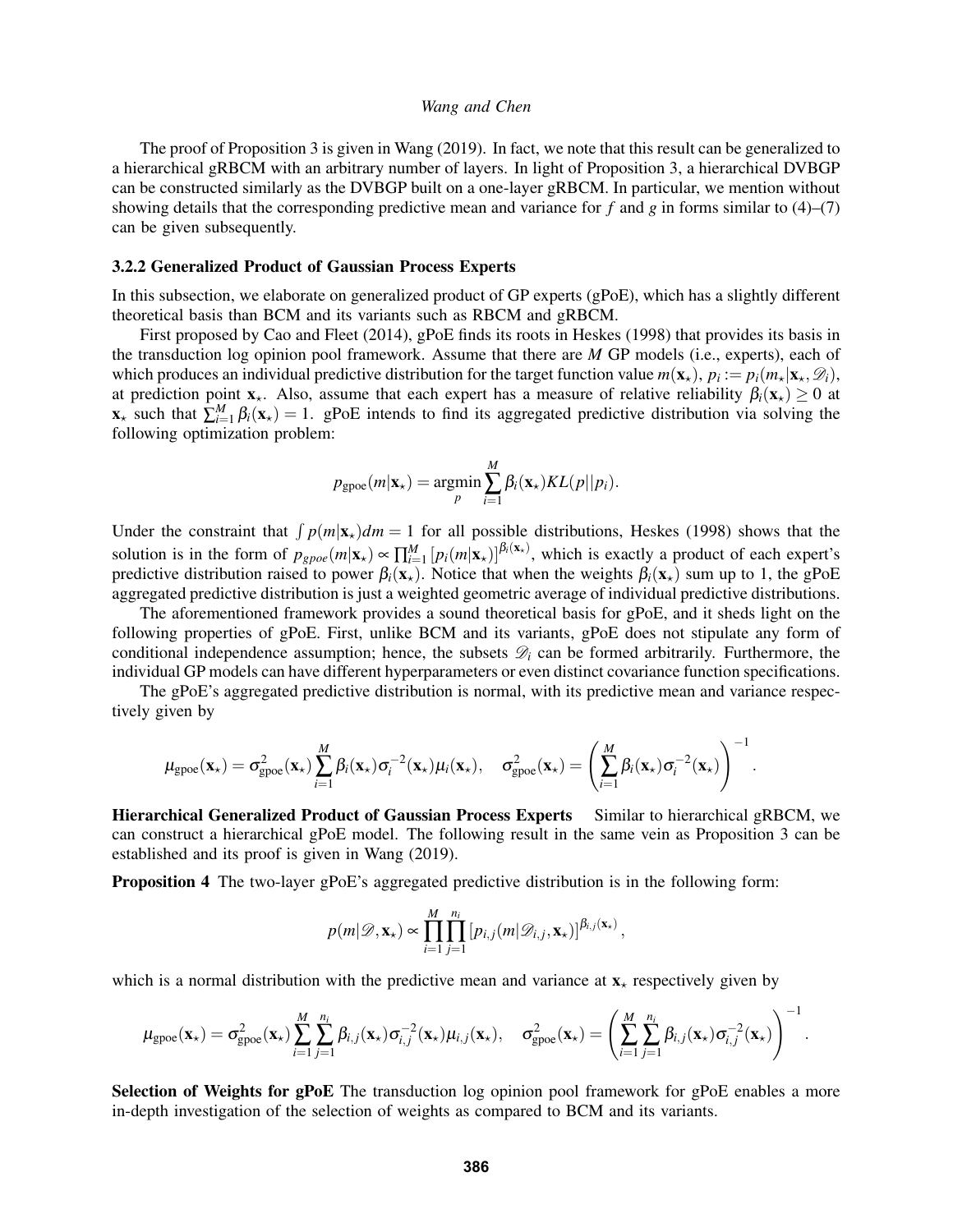The proof of Proposition 3 is given in Wang (2019). In fact, we note that this result can be generalized to a hierarchical gRBCM with an arbitrary number of layers. In light of Proposition 3, a hierarchical DVBGP can be constructed similarly as the DVBGP built on a one-layer gRBCM. In particular, we mention without showing details that the corresponding predictive mean and variance for $f$ and $g$ in forms similar to (4)–(7) can be given subsequently.

### 3.2.2 Generalized Product of Gaussian Process Experts

In this subsection, we elaborate on generalized product of GP experts (gPoE), which has a slightly different theoretical basis than BCM and its variants such as RBCM and gRBCM.

First proposed by Cao and Fleet (2014), gPoE finds its roots in Heskes (1998) that provides its basis in the transduction log opinion pool framework. Assume that there are $M$ GP models (i.e., experts), each of which produces an individual predictive distribution for the target function value $m(\mathbf{x}_\star)$, $p_i := p_i(m_\star|\mathbf{x}_\star, \mathscr{D}_i)$, at prediction point $\mathbf{x}_\star$. Also, assume that each expert has a measure of relative reliability $\beta_i(\mathbf{x}_\star) \geq 0$ at $\mathbf{x}_\star$ such that $\sum_{i=1}^{M} \beta_i(\mathbf{x}_\star) = 1$. gPoE intends to find its aggregated predictive distribution via solving the following optimization problem:

$$p_{\text{gpoe}}(m|\mathbf{x}_\star) = \underset{p}{\operatorname{argmin}} \sum_{i=1}^{M} \beta_i(\mathbf{x}_\star) KL(p||p_i).$$

Under the constraint that $\int p(m|\mathbf{x}_\star)dm = 1$ for all possible distributions, Heskes (1998) shows that the solution is in the form of $p_{gpoe}(m|\mathbf{x}_\star) \propto \prod_{i=1}^{M} [p_i(m|\mathbf{x}_\star)]^{\beta_i(\mathbf{x}_\star)}$, which is exactly a product of each expert's predictive distribution raised to power $\beta_i(\mathbf{x}_\star)$. Notice that when the weights $\beta_i(\mathbf{x}_\star)$ sum up to 1, the gPoE aggregated predictive distribution is just a weighted geometric average of individual predictive distributions.

The aforementioned framework provides a sound theoretical basis for gPoE, and it sheds light on the following properties of gPoE. First, unlike BCM and its variants, gPoE does not stipulate any form of conditional independence assumption; hence, the subsets $\mathscr{D}_i$ can be formed arbitrarily. Furthermore, the individual GP models can have different hyperparameters or even distinct covariance function specifications.

The gPoE's aggregated predictive distribution is normal, with its predictive mean and variance respectively given by

$$\mu_{\text{gpoe}}(\mathbf{x}_\star) = \sigma^2_{\text{gpoe}}(\mathbf{x}_\star) \sum_{i=1}^{M} \beta_i(\mathbf{x}_\star) \sigma_i^{-2}(\mathbf{x}_\star) \mu_i(\mathbf{x}_\star), \quad \sigma^2_{\text{gpoe}}(\mathbf{x}_\star) = \left( \sum_{i=1}^{M} \beta_i(\mathbf{x}_\star) \sigma_i^{-2}(\mathbf{x}_\star) \right)^{-1}.$$

**Hierarchical Generalized Product of Gaussian Process Experts** Similar to hierarchical gRBCM, we can construct a hierarchical gPoE model. The following result in the same vein as Proposition 3 can be established and its proof is given in Wang (2019).

**Proposition 4** The two-layer gPoE's aggregated predictive distribution is in the following form:

$$p(m|\mathscr{D}, \mathbf{x}_\star) \propto \prod_{i=1}^{M} \prod_{j=1}^{n_i} [p_{i,j}(m|\mathscr{D}_{i,j}, \mathbf{x}_\star)]^{\beta_{i,j}(\mathbf{x}_\star)},$$

which is a normal distribution with the predictive mean and variance at $\mathbf{x}_\star$ respectively given by

$$\mu_{\text{gpoe}}(\mathbf{x}_\star) = \sigma^2_{\text{gpoe}}(\mathbf{x}_\star) \sum_{i=1}^{M} \sum_{j=1}^{n_i} \beta_{i,j}(\mathbf{x}_\star) \sigma_{i,j}^{-2}(\mathbf{x}_\star) \mu_{i,j}(\mathbf{x}_\star), \quad \sigma^2_{\text{gpoe}}(\mathbf{x}_\star) = \left( \sum_{i=1}^{M} \sum_{j=1}^{n_i} \beta_{i,j}(\mathbf{x}_\star) \sigma_{i,j}^{-2}(\mathbf{x}_\star) \right)^{-1}.$$

**Selection of Weights for gPoE** The transduction log opinion pool framework for gPoE enables a more in-depth investigation of the selection of weights as compared to BCM and its variants.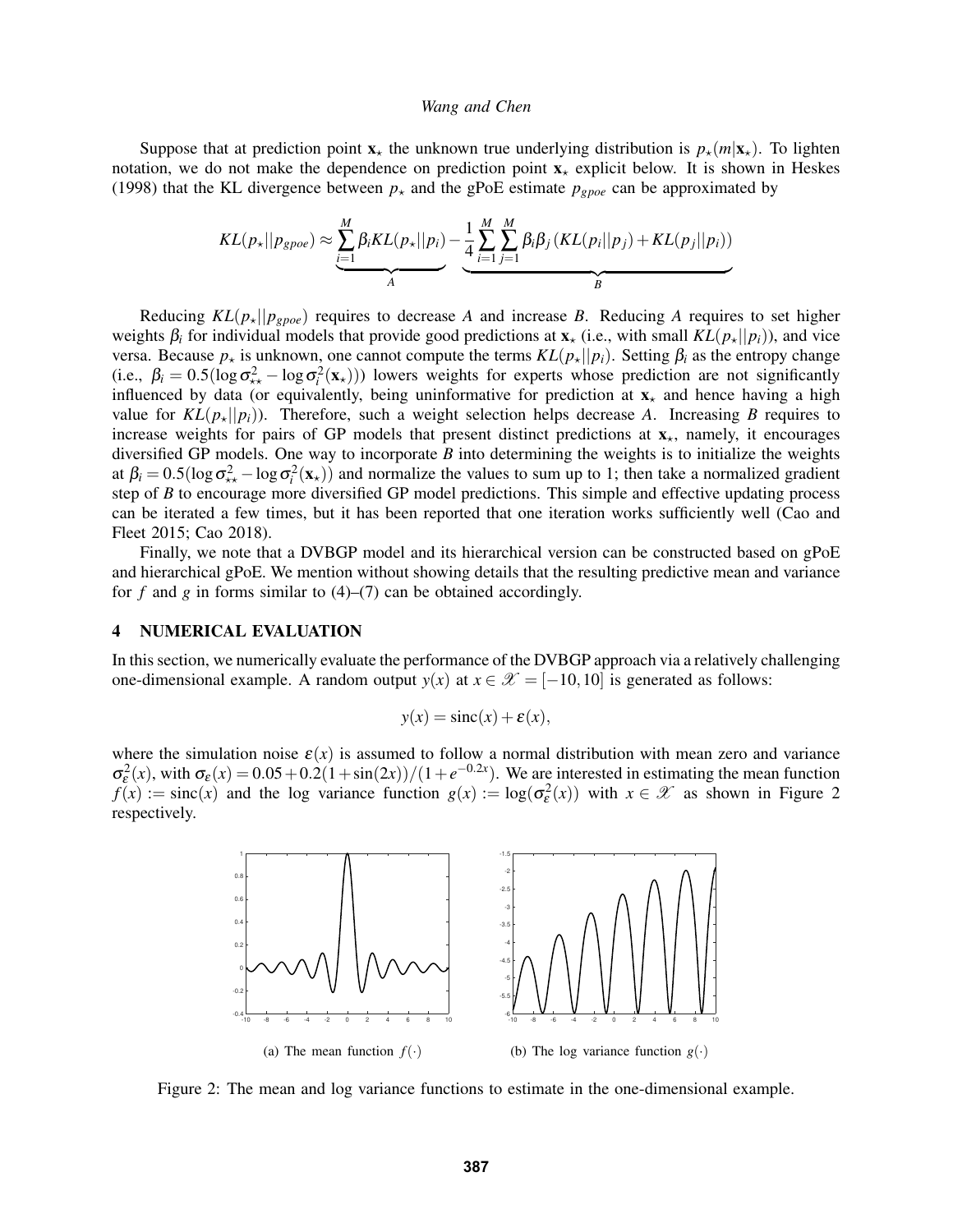Suppose that at prediction point $\mathbf{x}_\star$ the unknown true underlying distribution is $p_\star(m|\mathbf{x}_\star)$. To lighten notation, we do not make the dependence on prediction point $\mathbf{x}_\star$ explicit below. It is shown in Heskes (1998) that the KL divergence between $p_\star$ and the gPoE estimate $p_{gpoe}$ can be approximated by

$$KL(p_\star||p_{gpoe}) \approx \underbrace{\sum_{i=1}^{M} \beta_i KL(p_\star||p_i)}_{A} - \underbrace{\frac{1}{4}\sum_{i=1}^{M}\sum_{j=1}^{M} \beta_i\beta_j \left(KL(p_i||p_j) + KL(p_j||p_i)\right)}_{B}$$

Reducing $KL(p_\star||p_{gpoe})$ requires to decrease $A$ and increase $B$. Reducing $A$ requires to set higher weights $\beta_i$ for individual models that provide good predictions at $\mathbf{x}_\star$ (i.e., with small $KL(p_\star||p_i)$), and vice versa. Because $p_\star$ is unknown, one cannot compute the terms $KL(p_\star||p_i)$. Setting $\beta_i$ as the entropy change (i.e., $\beta_i = 0.5(\log\sigma^2_{\star\star} - \log\sigma^2_i(\mathbf{x}_\star))$) lowers weights for experts whose prediction are not significantly influenced by data (or equivalently, being uninformative for prediction at $\mathbf{x}_\star$ and hence having a high value for $KL(p_\star||p_i)$). Therefore, such a weight selection helps decrease $A$. Increasing $B$ requires to increase weights for pairs of GP models that present distinct predictions at $\mathbf{x}_\star$, namely, it encourages diversified GP models. One way to incorporate $B$ into determining the weights is to initialize the weights at $\beta_i = 0.5(\log\sigma^2_{\star\star} - \log\sigma^2_i(\mathbf{x}_\star))$ and normalize the values to sum up to 1; then take a normalized gradient step of $B$ to encourage more diversified GP model predictions. This simple and effective updating process can be iterated a few times, but it has been reported that one iteration works sufficiently well (Cao and Fleet 2015; Cao 2018).

Finally, we note that a DVBGP model and its hierarchical version can be constructed based on gPoE and hierarchical gPoE. We mention without showing details that the resulting predictive mean and variance for $f$ and $g$ in forms similar to (4)–(7) can be obtained accordingly.

## 4 NUMERICAL EVALUATION

In this section, we numerically evaluate the performance of the DVBGP approach via a relatively challenging one-dimensional example. A random output $y(x)$ at $x \in \mathscr{X} = [-10, 10]$ is generated as follows:

$$y(x) = \mathrm{sinc}(x) + \varepsilon(x),$$

where the simulation noise $\varepsilon(x)$ is assumed to follow a normal distribution with mean zero and variance $\sigma^2_\varepsilon(x)$, with $\sigma_\varepsilon(x) = 0.05 + 0.2(1 + \sin(2x))/(1 + e^{-0.2x})$. We are interested in estimating the mean function $f(x) := \mathrm{sinc}(x)$ and the log variance function $g(x) := \log(\sigma^2_\varepsilon(x))$ with $x \in \mathscr{X}$ as shown in Figure 2 respectively.

(a) The mean function $f(\cdot)$

(b) The log variance function $g(\cdot)$

Figure 2: The mean and log variance functions to estimate in the one-dimensional example.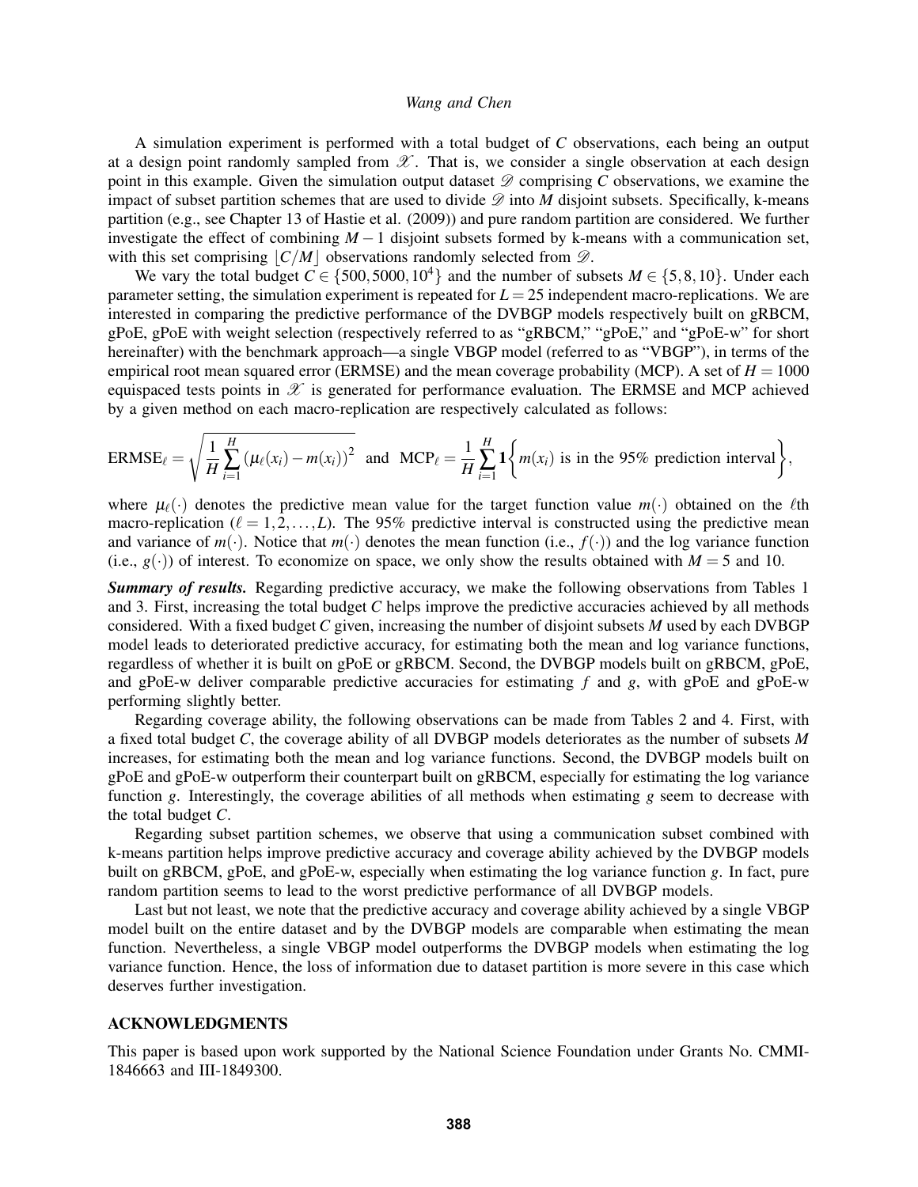A simulation experiment is performed with a total budget of $C$ observations, each being an output at a design point randomly sampled from $\mathscr{X}$. That is, we consider a single observation at each design point in this example. Given the simulation output dataset $\mathscr{D}$ comprising $C$ observations, we examine the impact of subset partition schemes that are used to divide $\mathscr{D}$ into $M$ disjoint subsets. Specifically, k-means partition (e.g., see Chapter 13 of Hastie et al. (2009)) and pure random partition are considered. We further investigate the effect of combining $M-1$ disjoint subsets formed by k-means with a communication set, with this set comprising $\lfloor C/M \rfloor$ observations randomly selected from $\mathscr{D}$.

We vary the total budget $C \in \{500, 5000, 10^4\}$ and the number of subsets $M \in \{5, 8, 10\}$. Under each parameter setting, the simulation experiment is repeated for $L = 25$ independent macro-replications. We are interested in comparing the predictive performance of the DVBGP models respectively built on gRBCM, gPoE, gPoE with weight selection (respectively referred to as "gRBCM," "gPoE," and "gPoE-w" for short hereinafter) with the benchmark approach—a single VBGP model (referred to as "VBGP"), in terms of the empirical root mean squared error (ERMSE) and the mean coverage probability (MCP). A set of $H = 1000$ equispaced tests points in $\mathscr{X}$ is generated for performance evaluation. The ERMSE and MCP achieved by a given method on each macro-replication are respectively calculated as follows:

$$\text{ERMSE}_\ell = \sqrt{\frac{1}{H}\sum_{i=1}^{H}\left(\mu_\ell(x_i) - m(x_i)\right)^2} \quad \text{and} \quad \text{MCP}_\ell = \frac{1}{H}\sum_{i=1}^{H}\mathbf{1}\left\{m(x_i) \text{ is in the 95\% prediction interval}\right\},$$

where $\mu_\ell(\cdot)$ denotes the predictive mean value for the target function value $m(\cdot)$ obtained on the $\ell$th macro-replication ($\ell = 1, 2, \ldots, L$). The 95% predictive interval is constructed using the predictive mean and variance of $m(\cdot)$. Notice that $m(\cdot)$ denotes the mean function (i.e., $f(\cdot)$) and the log variance function (i.e., $g(\cdot)$) of interest. To economize on space, we only show the results obtained with $M = 5$ and 10.

***Summary of results.*** Regarding predictive accuracy, we make the following observations from Tables 1 and 3. First, increasing the total budget $C$ helps improve the predictive accuracies achieved by all methods considered. With a fixed budget $C$ given, increasing the number of disjoint subsets $M$ used by each DVBGP model leads to deteriorated predictive accuracy, for estimating both the mean and log variance functions, regardless of whether it is built on gPoE or gRBCM. Second, the DVBGP models built on gRBCM, gPoE, and gPoE-w deliver comparable predictive accuracies for estimating $f$ and $g$, with gPoE and gPoE-w performing slightly better.

Regarding coverage ability, the following observations can be made from Tables 2 and 4. First, with a fixed total budget $C$, the coverage ability of all DVBGP models deteriorates as the number of subsets $M$ increases, for estimating both the mean and log variance functions. Second, the DVBGP models built on gPoE and gPoE-w outperform their counterpart built on gRBCM, especially for estimating the log variance function $g$. Interestingly, the coverage abilities of all methods when estimating $g$ seem to decrease with the total budget $C$.

Regarding subset partition schemes, we observe that using a communication subset combined with k-means partition helps improve predictive accuracy and coverage ability achieved by the DVBGP models built on gRBCM, gPoE, and gPoE-w, especially when estimating the log variance function $g$. In fact, pure random partition seems to lead to the worst predictive performance of all DVBGP models.

Last but not least, we note that the predictive accuracy and coverage ability achieved by a single VBGP model built on the entire dataset and by the DVBGP models are comparable when estimating the mean function. Nevertheless, a single VBGP model outperforms the DVBGP models when estimating the log variance function. Hence, the loss of information due to dataset partition is more severe in this case which deserves further investigation.

## ACKNOWLEDGMENTS

This paper is based upon work supported by the National Science Foundation under Grants No. CMMI-1846663 and III-1849300.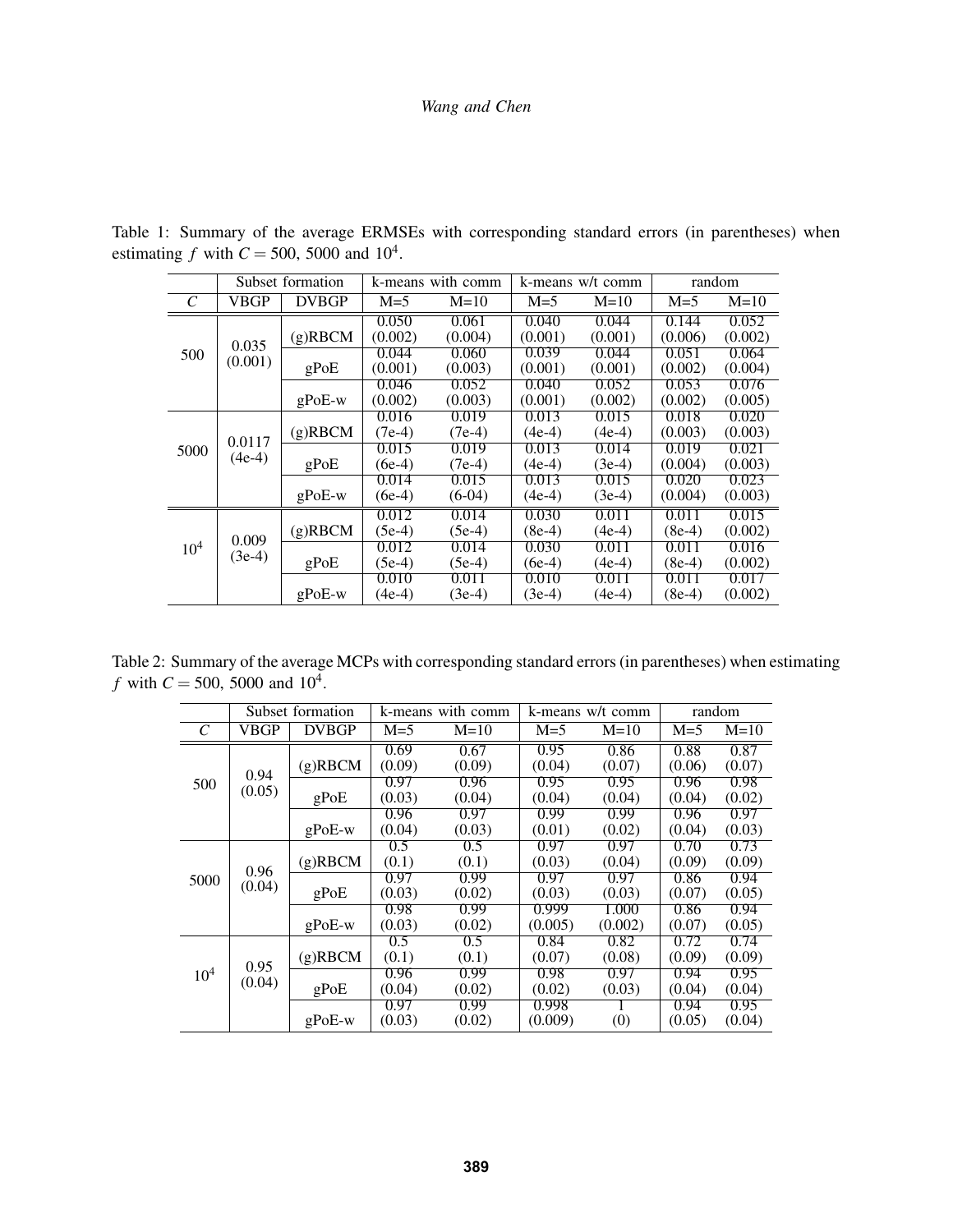Table 1: Summary of the average ERMSEs with corresponding standard errors (in parentheses) when estimating $f$ with $C = 500$, 5000 and $10^4$.

| | Subset formation | | k-means with comm | | k-means w/t comm | | random | |
|---|---|---|---|---|---|---|---|---|
| $C$ | VBGP | DVBGP | M=5 | M=10 | M=5 | M=10 | M=5 | M=10 |
| 500 | 0.035 (0.001) | (g)RBCM | 0.050 (0.002) | 0.061 (0.004) | 0.040 (0.001) | 0.044 (0.001) | 0.144 (0.006) | 0.052 (0.002) |
| | | gPoE | 0.044 (0.001) | 0.060 (0.003) | 0.039 (0.001) | 0.044 (0.001) | 0.051 (0.002) | 0.064 (0.004) |
| | | gPoE-w | 0.046 (0.002) | 0.052 (0.003) | 0.040 (0.001) | 0.052 (0.002) | 0.053 (0.002) | 0.076 (0.005) |
| 5000 | 0.0117 (4e-4) | (g)RBCM | 0.016 (7e-4) | 0.019 (7e-4) | 0.013 (4e-4) | 0.015 (4e-4) | 0.018 (0.003) | 0.020 (0.003) |
| | | gPoE | 0.015 (6e-4) | 0.019 (7e-4) | 0.013 (4e-4) | 0.014 (3e-4) | 0.019 (0.004) | 0.021 (0.003) |
| | | gPoE-w | 0.014 (6e-4) | 0.015 (6-04) | 0.013 (4e-4) | 0.015 (3e-4) | 0.020 (0.004) | 0.023 (0.003) |
| $10^4$ | 0.009 (3e-4) | (g)RBCM | 0.012 (5e-4) | 0.014 (5e-4) | 0.030 (8e-4) | 0.011 (4e-4) | 0.011 (8e-4) | 0.015 (0.002) |
| | | gPoE | 0.012 (5e-4) | 0.014 (5e-4) | 0.030 (6e-4) | 0.011 (4e-4) | 0.011 (8e-4) | 0.016 (0.002) |
| | | gPoE-w | 0.010 (4e-4) | 0.011 (3e-4) | 0.010 (3e-4) | 0.011 (4e-4) | 0.011 (8e-4) | 0.017 (0.002) |

Table 2: Summary of the average MCPs with corresponding standard errors (in parentheses) when estimating $f$ with $C = 500$, 5000 and $10^4$.

| | Subset formation | | k-means with comm | | k-means w/t comm | | random | |
|---|---|---|---|---|---|---|---|---|
| $C$ | VBGP | DVBGP | M=5 | M=10 | M=5 | M=10 | M=5 | M=10 |
| 500 | 0.94 (0.05) | (g)RBCM | 0.69 (0.09) | 0.67 (0.09) | 0.95 (0.04) | 0.86 (0.07) | 0.88 (0.06) | 0.87 (0.07) |
| | | gPoE | 0.97 (0.03) | 0.96 (0.04) | 0.95 (0.04) | 0.95 (0.04) | 0.96 (0.04) | 0.98 (0.02) |
| | | gPoE-w | 0.96 (0.04) | 0.97 (0.03) | 0.99 (0.01) | 0.99 (0.02) | 0.96 (0.04) | 0.97 (0.03) |
| 5000 | 0.96 (0.04) | (g)RBCM | 0.5 (0.1) | 0.5 (0.1) | 0.97 (0.03) | 0.97 (0.04) | 0.70 (0.09) | 0.73 (0.09) |
| | | gPoE | 0.97 (0.03) | 0.99 (0.02) | 0.97 (0.03) | 0.97 (0.03) | 0.86 (0.07) | 0.94 (0.05) |
| | | gPoE-w | 0.98 (0.03) | 0.99 (0.02) | 0.999 (0.005) | 1.000 (0.002) | 0.86 (0.07) | 0.94 (0.05) |
| $10^4$ | 0.95 (0.04) | (g)RBCM | 0.5 (0.1) | 0.5 (0.1) | 0.84 (0.07) | 0.82 (0.08) | 0.72 (0.09) | 0.74 (0.09) |
| | | gPoE | 0.96 (0.04) | 0.99 (0.02) | 0.98 (0.02) | 0.97 (0.03) | 0.94 (0.04) | 0.95 (0.04) |
| | | gPoE-w | 0.97 (0.03) | 0.99 (0.02) | 0.998 (0.009) | 1 (0) | 0.94 (0.05) | 0.95 (0.04) |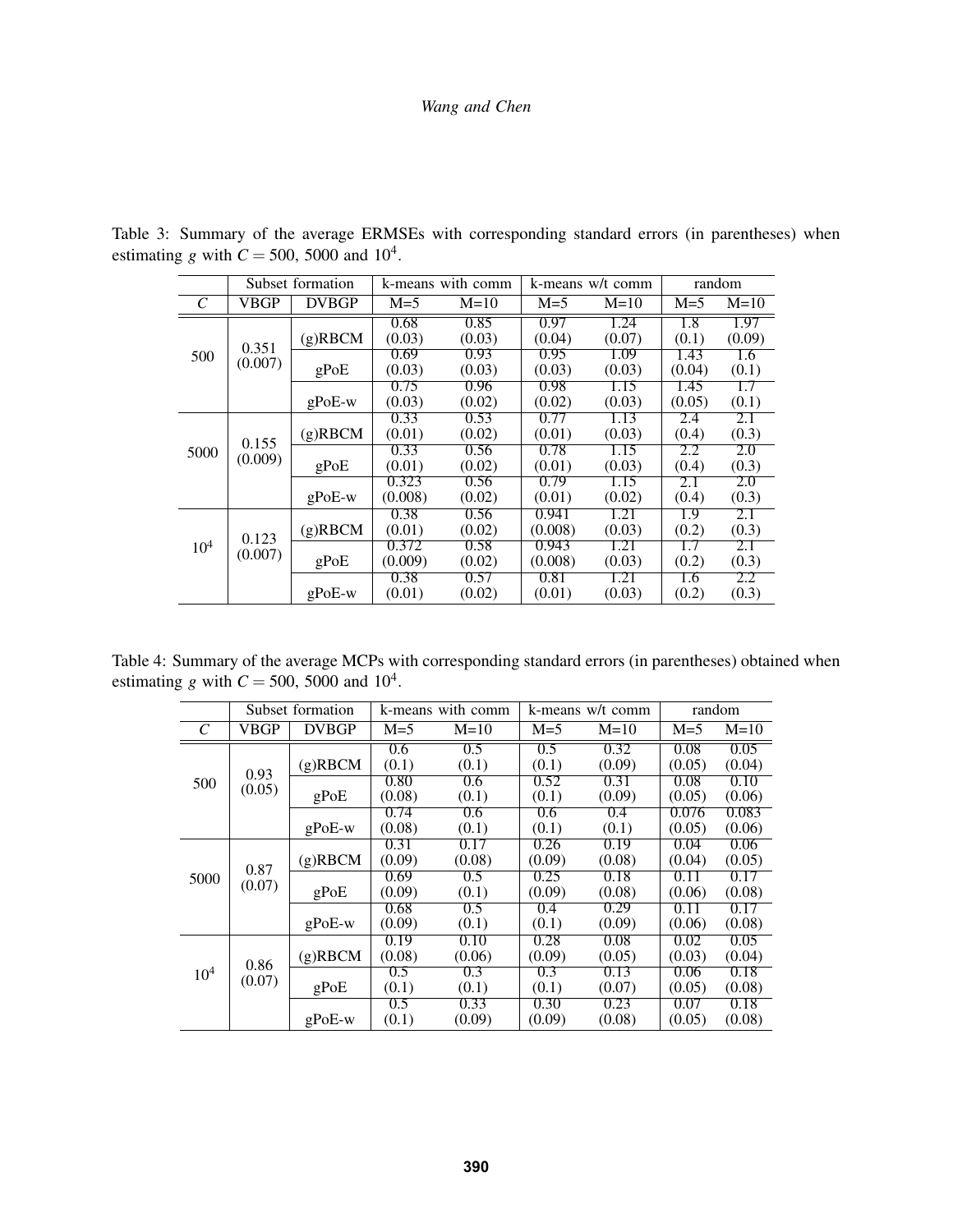Table 3: Summary of the average ERMSEs with corresponding standard errors (in parentheses) when estimating $g$ with $C = 500$, 5000 and $10^4$.

| | Subset formation | | k-means with comm | | k-means w/t comm | | random | |
|---|---|---|---|---|---|---|---|---|
| $C$ | VBGP | DVBGP | M=5 | M=10 | M=5 | M=10 | M=5 | M=10 |
| 500 | 0.351 (0.007) | (g)RBCM | 0.68 (0.03) | 0.85 (0.03) | 0.97 (0.04) | 1.24 (0.07) | 1.8 (0.1) | 1.97 (0.09) |
| | | gPoE | 0.69 (0.03) | 0.93 (0.03) | 0.95 (0.03) | 1.09 (0.03) | 1.43 (0.04) | 1.6 (0.1) |
| | | gPoE-w | 0.75 (0.03) | 0.96 (0.02) | 0.98 (0.02) | 1.15 (0.03) | 1.45 (0.05) | 1.7 (0.1) |
| 5000 | 0.155 (0.009) | (g)RBCM | 0.33 (0.01) | 0.53 (0.02) | 0.77 (0.01) | 1.13 (0.03) | 2.4 (0.4) | 2.1 (0.3) |
| | | gPoE | 0.33 (0.01) | 0.56 (0.02) | 0.78 (0.01) | 1.15 (0.03) | 2.2 (0.4) | 2.0 (0.3) |
| | | gPoE-w | 0.323 (0.008) | 0.56 (0.02) | 0.79 (0.01) | 1.15 (0.02) | 2.1 (0.4) | 2.0 (0.3) |
| $10^4$ | 0.123 (0.007) | (g)RBCM | 0.38 (0.01) | 0.56 (0.02) | 0.941 (0.008) | 1.21 (0.03) | 1.9 (0.2) | 2.1 (0.3) |
| | | gPoE | 0.372 (0.009) | 0.58 (0.02) | 0.943 (0.008) | 1.21 (0.03) | 1.7 (0.2) | 2.1 (0.3) |
| | | gPoE-w | 0.38 (0.01) | 0.57 (0.02) | 0.81 (0.01) | 1.21 (0.03) | 1.6 (0.2) | 2.2 (0.3) |

Table 4: Summary of the average MCPs with corresponding standard errors (in parentheses) obtained when estimating $g$ with $C = 500$, 5000 and $10^4$.

| | Subset formation | | k-means with comm | | k-means w/t comm | | random | |
|---|---|---|---|---|---|---|---|---|
| $C$ | VBGP | DVBGP | M=5 | M=10 | M=5 | M=10 | M=5 | M=10 |
| 500 | 0.93 (0.05) | (g)RBCM | 0.6 (0.1) | 0.5 (0.1) | 0.5 (0.1) | 0.32 (0.09) | 0.08 (0.05) | 0.05 (0.04) |
| | | gPoE | 0.80 (0.08) | 0.6 (0.1) | 0.52 (0.1) | 0.31 (0.09) | 0.08 (0.05) | 0.10 (0.06) |
| | | gPoE-w | 0.74 (0.08) | 0.6 (0.1) | 0.6 (0.1) | 0.4 (0.1) | 0.076 (0.05) | 0.083 (0.06) |
| 5000 | 0.87 (0.07) | (g)RBCM | 0.31 (0.09) | 0.17 (0.08) | 0.26 (0.09) | 0.19 (0.08) | 0.04 (0.04) | 0.06 (0.05) |
| | | gPoE | 0.69 (0.09) | 0.5 (0.1) | 0.25 (0.09) | 0.18 (0.08) | 0.11 (0.06) | 0.17 (0.08) |
| | | gPoE-w | 0.68 (0.09) | 0.5 (0.1) | 0.4 (0.1) | 0.29 (0.09) | 0.11 (0.06) | 0.17 (0.08) |
| $10^4$ | 0.86 (0.07) | (g)RBCM | 0.19 (0.08) | 0.10 (0.06) | 0.28 (0.09) | 0.08 (0.05) | 0.02 (0.03) | 0.05 (0.04) |
| | | gPoE | 0.5 (0.1) | 0.3 (0.1) | 0.3 (0.1) | 0.13 (0.07) | 0.06 (0.05) | 0.18 (0.08) |
| | | gPoE-w | 0.5 (0.1) | 0.33 (0.09) | 0.30 (0.09) | 0.23 (0.08) | 0.07 (0.05) | 0.18 (0.08) |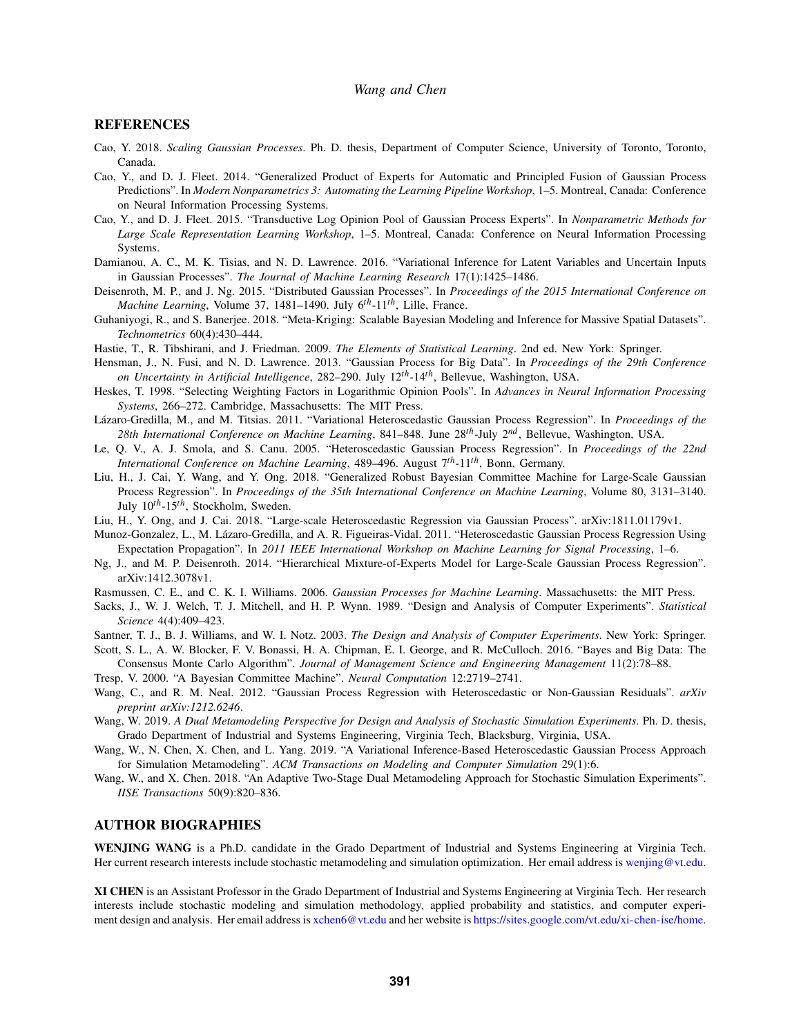## REFERENCES

Cao, Y. 2018. *Scaling Gaussian Processes*. Ph. D. thesis, Department of Computer Science, University of Toronto, Toronto, Canada.

Cao, Y., and D. J. Fleet. 2014. "Generalized Product of Experts for Automatic and Principled Fusion of Gaussian Process Predictions". In *Modern Nonparametrics 3: Automating the Learning Pipeline Workshop*, 1–5. Montreal, Canada: Conference on Neural Information Processing Systems.

Cao, Y., and D. J. Fleet. 2015. "Transductive Log Opinion Pool of Gaussian Process Experts". In *Nonparametric Methods for Large Scale Representation Learning Workshop*, 1–5. Montreal, Canada: Conference on Neural Information Processing Systems.

Damianou, A. C., M. K. Tisias, and N. D. Lawrence. 2016. "Variational Inference for Latent Variables and Uncertain Inputs in Gaussian Processes". *The Journal of Machine Learning Research* 17(1):1425–1486.

Deisenroth, M. P., and J. Ng. 2015. "Distributed Gaussian Processes". In *Proceedings of the 2015 International Conference on Machine Learning*, Volume 37, 1481–1490. July $6^{th}$-$11^{th}$, Lille, France.

Guhaniyogi, R., and S. Banerjee. 2018. "Meta-Kriging: Scalable Bayesian Modeling and Inference for Massive Spatial Datasets". *Technometrics* 60(4):430–444.

Hastie, T., R. Tibshirani, and J. Friedman. 2009. *The Elements of Statistical Learning*. 2nd ed. New York: Springer.

Hensman, J., N. Fusi, and N. D. Lawrence. 2013. "Gaussian Process for Big Data". In *Proceedings of the 29th Conference on Uncertainty in Artificial Intelligence*, 282–290. July $12^{th}$-$14^{th}$, Bellevue, Washington, USA.

Heskes, T. 1998. "Selecting Weighting Factors in Logarithmic Opinion Pools". In *Advances in Neural Information Processing Systems*, 266–272. Cambridge, Massachusetts: The MIT Press.

Lázaro-Gredilla, M., and M. Titsias. 2011. "Variational Heteroscedastic Gaussian Process Regression". In *Proceedings of the 28th International Conference on Machine Learning*, 841–848. June $28^{th}$-July $2^{nd}$, Bellevue, Washington, USA.

Le, Q. V., A. J. Smola, and S. Canu. 2005. "Heteroscedastic Gaussian Process Regression". In *Proceedings of the 22nd International Conference on Machine Learning*, 489–496. August $7^{th}$-$11^{th}$, Bonn, Germany.

Liu, H., J. Cai, Y. Wang, and Y. Ong. 2018. "Generalized Robust Bayesian Committee Machine for Large-Scale Gaussian Process Regression". In *Proceedings of the 35th International Conference on Machine Learning*, Volume 80, 3131–3140. July $10^{th}$-$15^{th}$, Stockholm, Sweden.

Liu, H., Y. Ong, and J. Cai. 2018. "Large-scale Heteroscedastic Regression via Gaussian Process". arXiv:1811.01179v1.

Munoz-Gonzalez, L., M. Lázaro-Gredilla, and A. R. Figueiras-Vidal. 2011. "Heteroscedastic Gaussian Process Regression Using Expectation Propagation". In *2011 IEEE International Workshop on Machine Learning for Signal Processing*, 1–6.

Ng, J., and M. P. Deisenroth. 2014. "Hierarchical Mixture-of-Experts Model for Large-Scale Gaussian Process Regression". arXiv:1412.3078v1.

Rasmussen, C. E., and C. K. I. Williams. 2006. *Gaussian Processes for Machine Learning*. Massachusetts: the MIT Press.

Sacks, J., W. J. Welch, T. J. Mitchell, and H. P. Wynn. 1989. "Design and Analysis of Computer Experiments". *Statistical Science* 4(4):409–423.

Santner, T. J., B. J. Williams, and W. I. Notz. 2003. *The Design and Analysis of Computer Experiments*. New York: Springer.

Scott, S. L., A. W. Blocker, F. V. Bonassi, H. A. Chipman, E. I. George, and R. McCulloch. 2016. "Bayes and Big Data: The Consensus Monte Carlo Algorithm". *Journal of Management Science and Engineering Management* 11(2):78–88.

Tresp, V. 2000. "A Bayesian Committee Machine". *Neural Computation* 12:2719–2741.

Wang, C., and R. M. Neal. 2012. "Gaussian Process Regression with Heteroscedastic or Non-Gaussian Residuals". *arXiv preprint arXiv:1212.6246*.

Wang, W. 2019. *A Dual Metamodeling Perspective for Design and Analysis of Stochastic Simulation Experiments*. Ph. D. thesis, Grado Department of Industrial and Systems Engineering, Virginia Tech, Blacksburg, Virginia, USA.

Wang, W., N. Chen, X. Chen, and L. Yang. 2019. "A Variational Inference-Based Heteroscedastic Gaussian Process Approach for Simulation Metamodeling". *ACM Transactions on Modeling and Computer Simulation* 29(1):6.

Wang, W., and X. Chen. 2018. "An Adaptive Two-Stage Dual Metamodeling Approach for Stochastic Simulation Experiments". *IISE Transactions* 50(9):820–836.

## AUTHOR BIOGRAPHIES

**WENJING WANG** is a Ph.D. candidate in the Grado Department of Industrial and Systems Engineering at Virginia Tech. Her current research interests include stochastic metamodeling and simulation optimization. Her email address is wenjing@vt.edu.

**XI CHEN** is an Assistant Professor in the Grado Department of Industrial and Systems Engineering at Virginia Tech. Her research interests include stochastic modeling and simulation methodology, applied probability and statistics, and computer experiment design and analysis. Her email address is xchen6@vt.edu and her website is https://sites.google.com/vt.edu/xi-chen-ise/home.